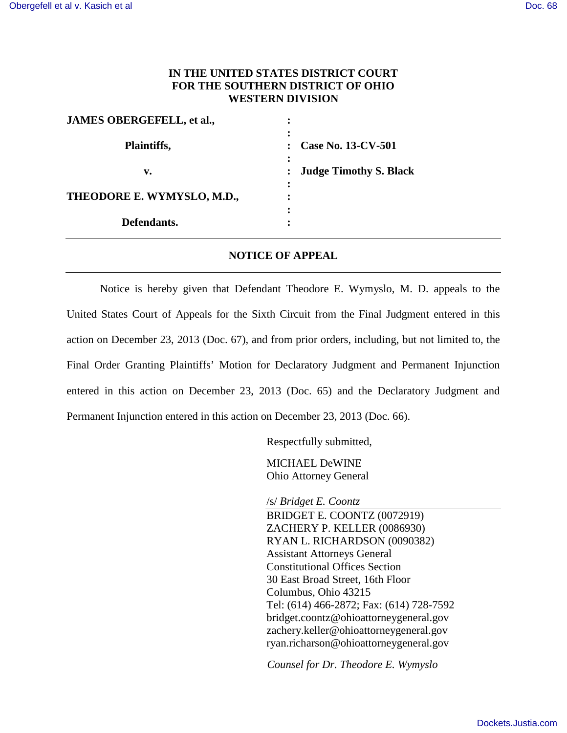**IN THE UNITED STATES DISTRICT COURT**
**FOR THE SOUTHERN DISTRICT OF OHIO**
**WESTERN DIVISION**

| | | |
|---|---|---|
| **JAMES OBERGEFELL, et al.,** | : | |
| | : | |
| **Plaintiffs,** | : | **Case No. 13-CV-501** |
| | : | |
| **v.** | : | **Judge Timothy S. Black** |
| | : | |
| **THEODORE E. WYMYSLO, M.D.,** | : | |
| | : | |
| **Defendants.** | : | |

---

**NOTICE OF APPEAL**

---

Notice is hereby given that Defendant Theodore E. Wymyslo, M. D. appeals to the United States Court of Appeals for the Sixth Circuit from the Final Judgment entered in this action on December 23, 2013 (Doc. 67), and from prior orders, including, but not limited to, the Final Order Granting Plaintiffs' Motion for Declaratory Judgment and Permanent Injunction entered in this action on December 23, 2013 (Doc. 65) and the Declaratory Judgment and Permanent Injunction entered in this action on December 23, 2013 (Doc. 66).

Respectfully submitted,

MICHAEL DeWINE
Ohio Attorney General

/s/ *Bridget E. Coontz*
BRIDGET E. COONTZ (0072919)
ZACHERY P. KELLER (0086930)
RYAN L. RICHARDSON (0090382)
Assistant Attorneys General
Constitutional Offices Section
30 East Broad Street, 16th Floor
Columbus, Ohio 43215
Tel: (614) 466-2872; Fax: (614) 728-7592
bridget.coontz@ohioattorneygeneral.gov
zachery.keller@ohioattorneygeneral.gov
ryan.richarson@ohioattorneygeneral.gov

*Counsel for Dr. Theodore E. Wymyslo*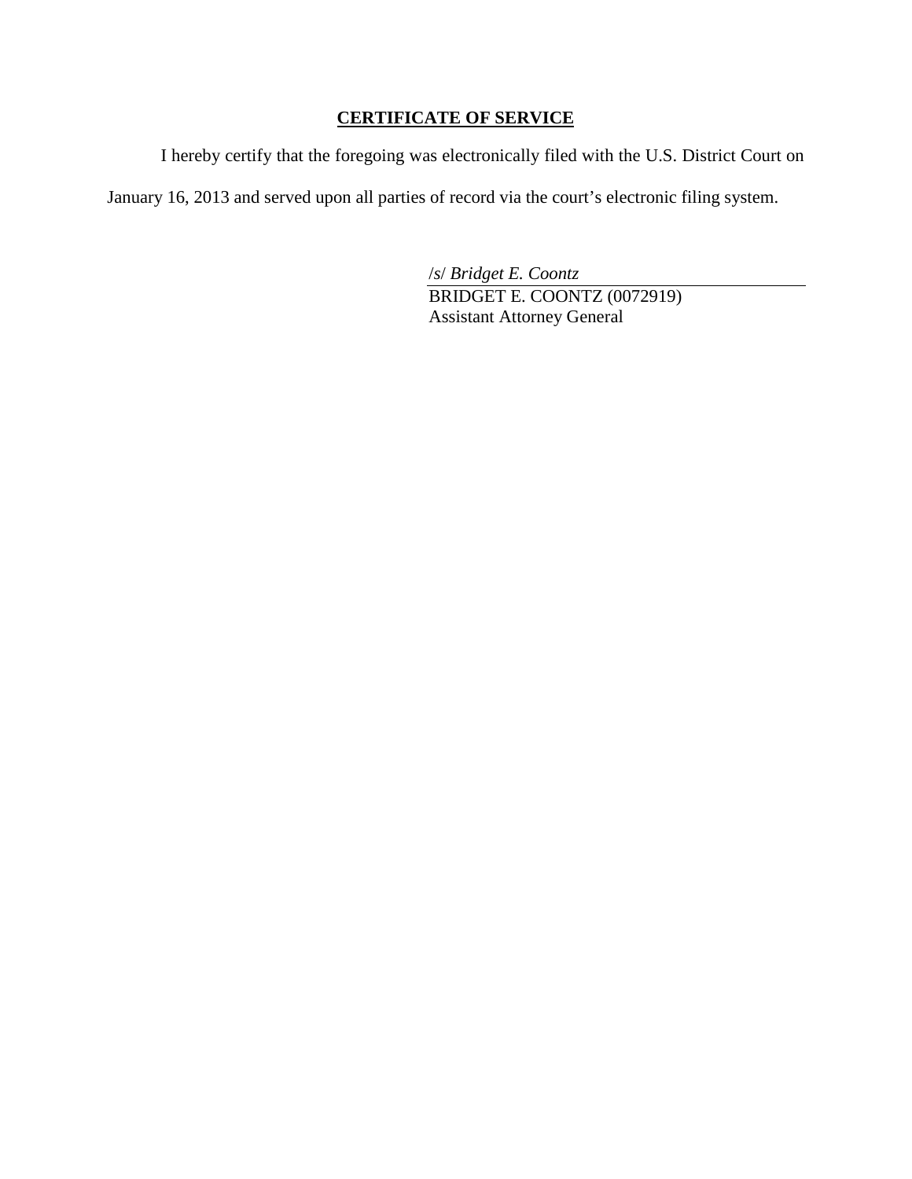## **CERTIFICATE OF SERVICE**

I hereby certify that the foregoing was electronically filed with the U.S. District Court on January 16, 2013 and served upon all parties of record via the court's electronic filing system.

/s/ *Bridget E. Coontz*
BRIDGET E. COONTZ (0072919)
Assistant Attorney General